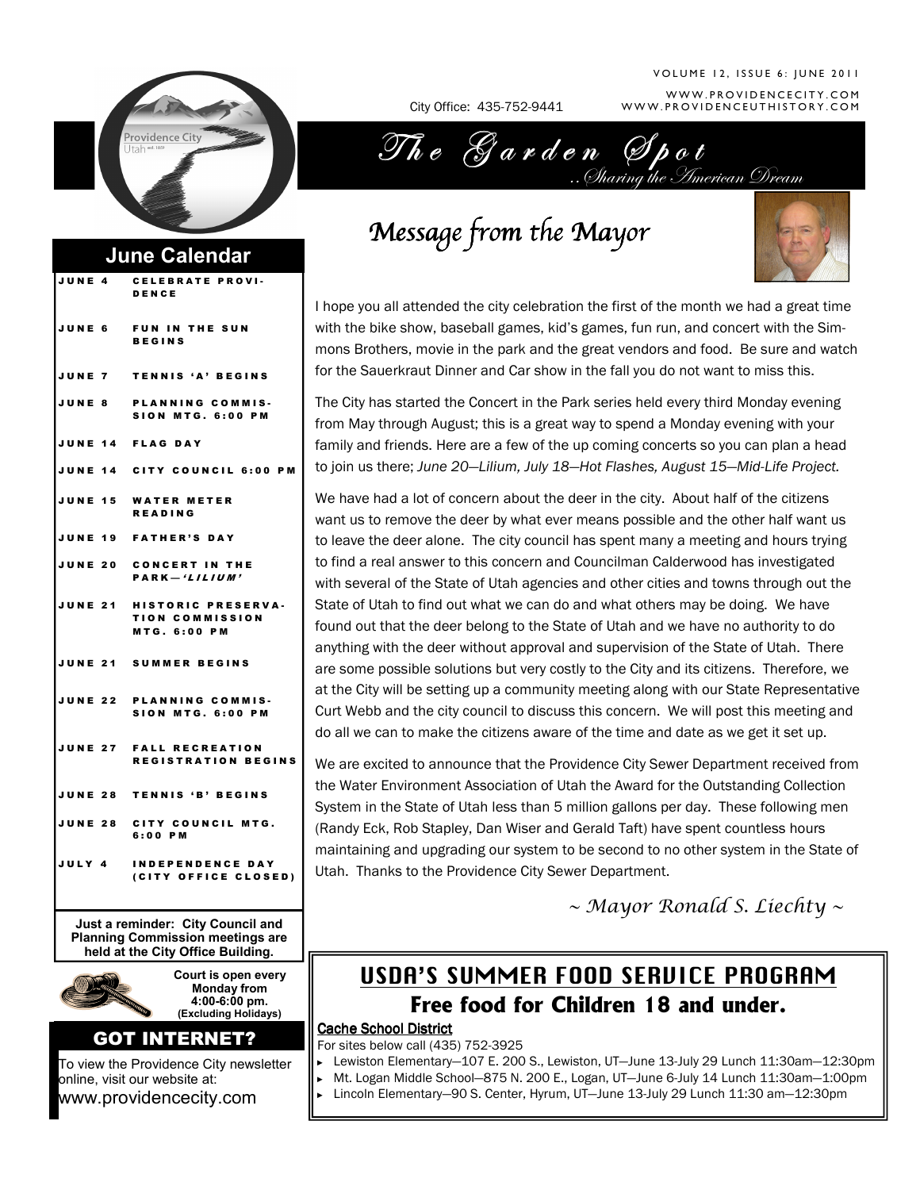City Office: 435-752-9441

WWW.PROVIDENCECITY.COM
WWW.PROVIDENCEUTHISTORY.COM

# The Garden Spot

*..Sharing the American Dream*

## June Calendar

| | |
|---|---|
| JUNE 4 | CELEBRATE PROVIDENCE |
| JUNE 6 | FUN IN THE SUN BEGINS |
| JUNE 7 | TENNIS 'A' BEGINS |
| JUNE 8 | PLANNING COMMISSION MTG. 6:00 PM |
| JUNE 14 | FLAG DAY |
| JUNE 14 | CITY COUNCIL 6:00 PM |
| JUNE 15 | WATER METER READING |
| JUNE 19 | FATHER'S DAY |
| JUNE 20 | CONCERT IN THE PARK—*'LILIUM'* |
| JUNE 21 | HISTORIC PRESERVATION COMMISSION MTG. 6:00 PM |
| JUNE 21 | SUMMER BEGINS |
| JUNE 22 | PLANNING COMMISSION MTG. 6:00 PM |
| JUNE 27 | FALL RECREATION REGISTRATION BEGINS |
| JUNE 28 | TENNIS 'B' BEGINS |
| JUNE 28 | CITY COUNCIL MTG. 6:00 PM |
| JULY 4 | INDEPENDENCE DAY (CITY OFFICE CLOSED) |

**Just a reminder: City Council and Planning Commission meetings are held at the City Office Building.**

**Court is open every Monday from 4:00-6:00 pm. (Excluding Holidays)**

### GOT INTERNET?

To view the Providence City newsletter online, visit our website at: www.providencecity.com

## Message from the Mayor

I hope you all attended the city celebration the first of the month we had a great time with the bike show, baseball games, kid's games, fun run, and concert with the Simmons Brothers, movie in the park and the great vendors and food. Be sure and watch for the Sauerkraut Dinner and Car show in the fall you do not want to miss this.

The City has started the Concert in the Park series held every third Monday evening from May through August; this is a great way to spend a Monday evening with your family and friends. Here are a few of the up coming concerts so you can plan a head to join us there; *June 20—Lilium, July 18—Hot Flashes, August 15—Mid-Life Project.*

We have had a lot of concern about the deer in the city. About half of the citizens want us to remove the deer by what ever means possible and the other half want us to leave the deer alone. The city council has spent many a meeting and hours trying to find a real answer to this concern and Councilman Calderwood has investigated with several of the State of Utah agencies and other cities and towns through out the State of Utah to find out what we can do and what others may be doing. We have found out that the deer belong to the State of Utah and we have no authority to do anything with the deer without approval and supervision of the State of Utah. There are some possible solutions but very costly to the City and its citizens. Therefore, we at the City will be setting up a community meeting along with our State Representative Curt Webb and the city council to discuss this concern. We will post this meeting and do all we can to make the citizens aware of the time and date as we get it set up.

We are excited to announce that the Providence City Sewer Department received from the Water Environment Association of Utah the Award for the Outstanding Collection System in the State of Utah less than 5 million gallons per day. These following men (Randy Eck, Rob Stapley, Dan Wiser and Gerald Taft) have spent countless hours maintaining and upgrading our system to be second to no other system in the State of Utah. Thanks to the Providence City Sewer Department.

*~ Mayor Ronald S. Liechty ~*

## USDA'S SUMMER FOOD SERVICE PROGRAM

### Free food for Children 18 and under.

**Cache School District**

For sites below call (435) 752-3925

- Lewiston Elementary—107 E. 200 S., Lewiston, UT—June 13-July 29 Lunch 11:30am—12:30pm
- Mt. Logan Middle School—875 N. 200 E., Logan, UT—June 6-July 14 Lunch 11:30am—1:00pm
- Lincoln Elementary—90 S. Center, Hyrum, UT—June 13-July 29 Lunch 11:30 am—12:30pm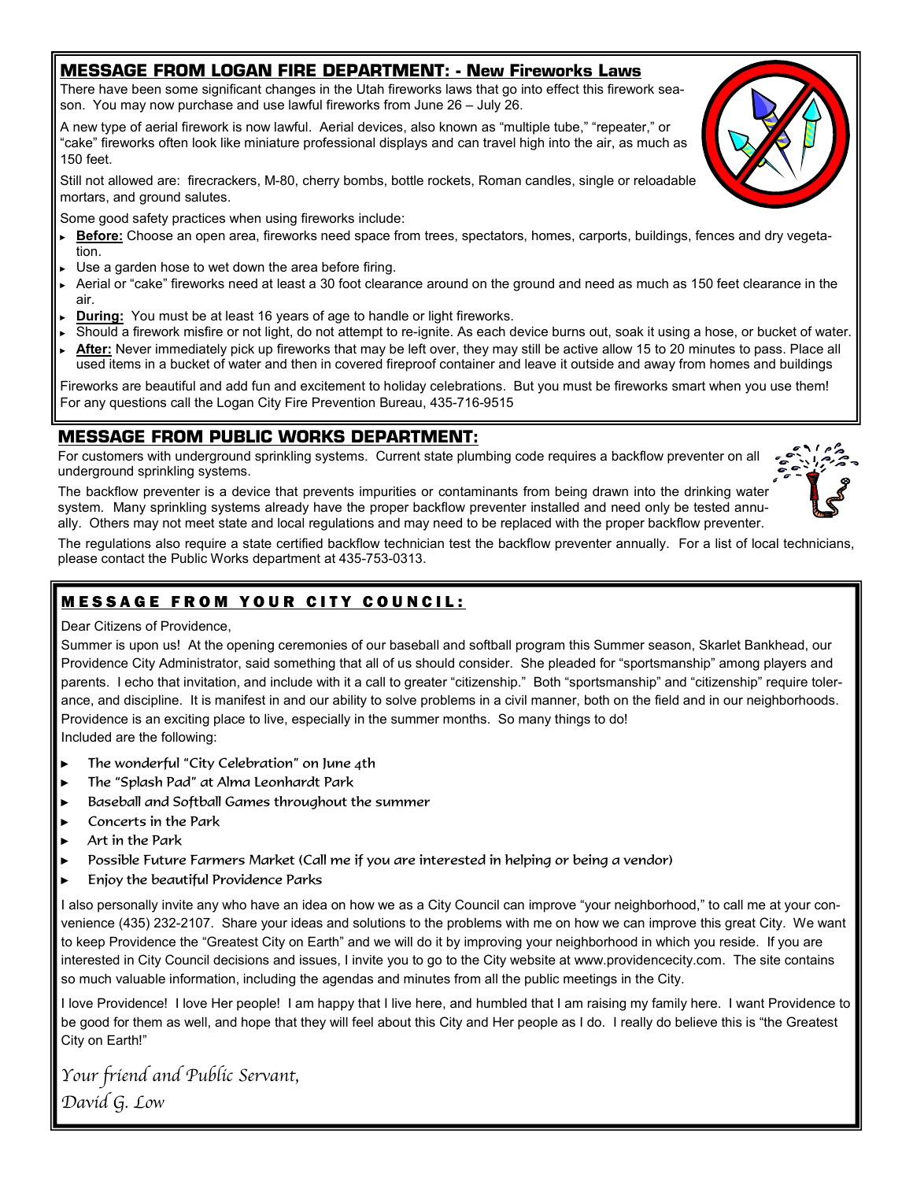## MESSAGE FROM LOGAN FIRE DEPARTMENT: - New Fireworks Laws

There have been some significant changes in the Utah fireworks laws that go into effect this firework season. You may now purchase and use lawful fireworks from June 26 – July 26.

A new type of aerial firework is now lawful. Aerial devices, also known as "multiple tube," "repeater," or "cake" fireworks often look like miniature professional displays and can travel high into the air, as much as 150 feet.

Still not allowed are: firecrackers, M-80, cherry bombs, bottle rockets, Roman candles, single or reloadable mortars, and ground salutes.

Some good safety practices when using fireworks include:

- **Before:** Choose an open area, fireworks need space from trees, spectators, homes, carports, buildings, fences and dry vegetation.
- Use a garden hose to wet down the area before firing.
- Aerial or "cake" fireworks need at least a 30 foot clearance around on the ground and need as much as 150 feet clearance in the air.
- **During:** You must be at least 16 years of age to handle or light fireworks.
- Should a firework misfire or not light, do not attempt to re-ignite. As each device burns out, soak it using a hose, or bucket of water.
- **After:** Never immediately pick up fireworks that may be left over, they may still be active allow 15 to 20 minutes to pass. Place all used items in a bucket of water and then in covered fireproof container and leave it outside and away from homes and buildings

Fireworks are beautiful and add fun and excitement to holiday celebrations. But you must be fireworks smart when you use them! For any questions call the Logan City Fire Prevention Bureau, 435-716-9515

## MESSAGE FROM PUBLIC WORKS DEPARTMENT:

For customers with underground sprinkling systems. Current state plumbing code requires a backflow preventer on all underground sprinkling systems.

The backflow preventer is a device that prevents impurities or contaminants from being drawn into the drinking water system. Many sprinkling systems already have the proper backflow preventer installed and need only be tested annually. Others may not meet state and local regulations and may need to be replaced with the proper backflow preventer.

The regulations also require a state certified backflow technician test the backflow preventer annually. For a list of local technicians, please contact the Public Works department at 435-753-0313.

## MESSAGE FROM YOUR CITY COUNCIL:

Dear Citizens of Providence,

Summer is upon us! At the opening ceremonies of our baseball and softball program this Summer season, Skarlet Bankhead, our Providence City Administrator, said something that all of us should consider. She pleaded for "sportsmanship" among players and parents. I echo that invitation, and include with it a call to greater "citizenship." Both "sportsmanship" and "citizenship" require tolerance, and discipline. It is manifest in and our ability to solve problems in a civil manner, both on the field and in our neighborhoods. Providence is an exciting place to live, especially in the summer months. So many things to do!
Included are the following:

- The wonderful "City Celebration" on June 4th
- The "Splash Pad" at Alma Leonhardt Park
- Baseball and Softball Games throughout the summer
- Concerts in the Park
- Art in the Park
- Possible Future Farmers Market (Call me if you are interested in helping or being a vendor)
- Enjoy the beautiful Providence Parks

I also personally invite any who have an idea on how we as a City Council can improve "your neighborhood," to call me at your convenience (435) 232-2107. Share your ideas and solutions to the problems with me on how we can improve this great City. We want to keep Providence the "Greatest City on Earth" and we will do it by improving your neighborhood in which you reside. If you are interested in City Council decisions and issues, I invite you to go to the City website at www.providencecity.com. The site contains so much valuable information, including the agendas and minutes from all the public meetings in the City.

I love Providence! I love Her people! I am happy that I live here, and humbled that I am raising my family here. I want Providence to be good for them as well, and hope that they will feel about this City and Her people as I do. I really do believe this is "the Greatest City on Earth!"

*Your friend and Public Servant,*
*David G. Low*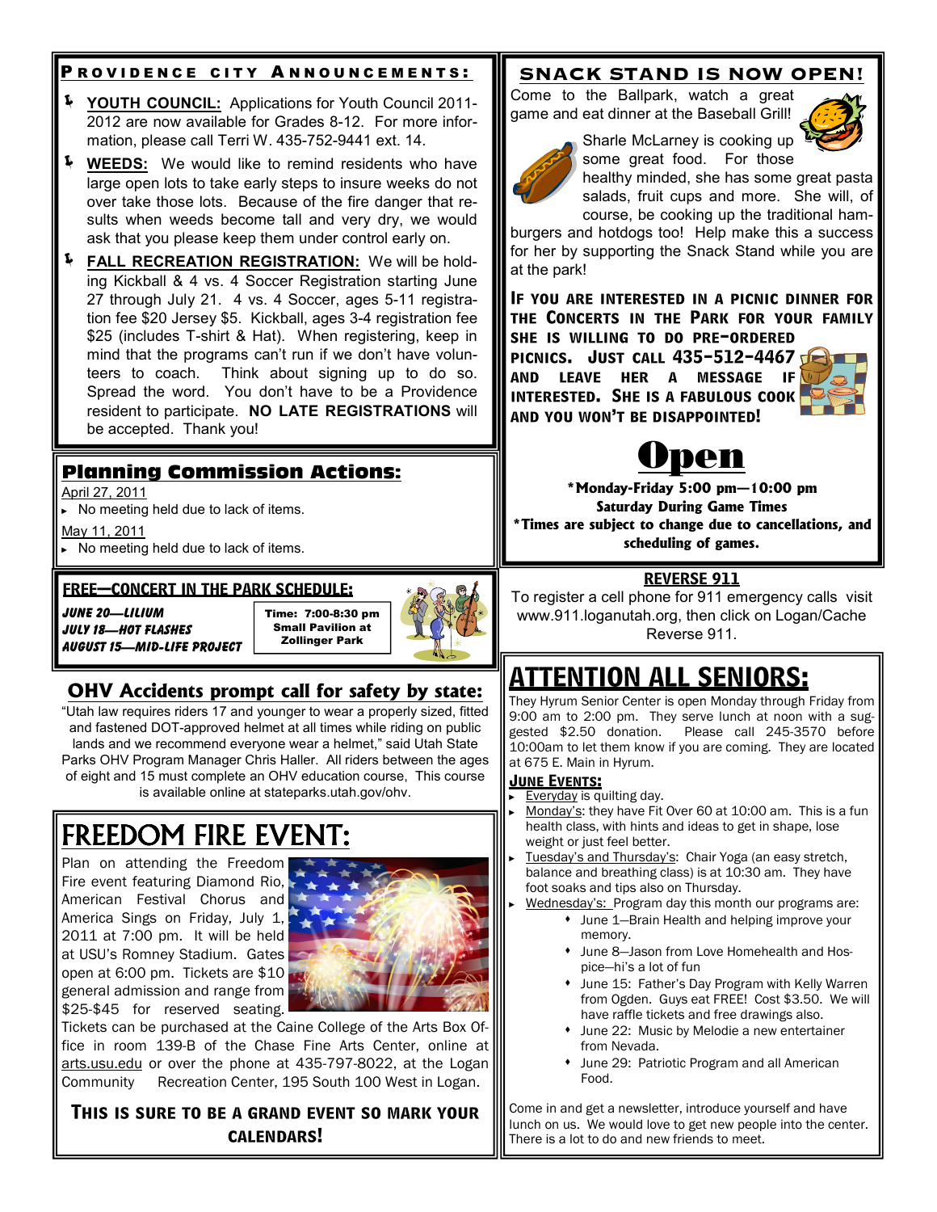## PROVIDENCE CITY ANNOUNCEMENTS:

- **YOUTH COUNCIL:** Applications for Youth Council 2011-2012 are now available for Grades 8-12. For more information, please call Terri W. 435-752-9441 ext. 14.
- **WEEDS:** We would like to remind residents who have large open lots to take early steps to insure weeds do not over take those lots. Because of the fire danger that results when weeds become tall and very dry, we would ask that you please keep them under control early on.
- **FALL RECREATION REGISTRATION:** We will be holding Kickball & 4 vs. 4 Soccer Registration starting June 27 through July 21. 4 vs. 4 Soccer, ages 5-11 registration fee $20 Jersey $5. Kickball, ages 3-4 registration fee $25 (includes T-shirt & Hat). When registering, keep in mind that the programs can't run if we don't have volunteers to coach. Think about signing up to do so. Spread the word. You don't have to be a Providence resident to participate. **NO LATE REGISTRATIONS** will be accepted. Thank you!

## Planning Commission Actions:

April 27, 2011
- No meeting held due to lack of items.

May 11, 2011
- No meeting held due to lack of items.

## FREE—CONCERT IN THE PARK SCHEDULE:

***JUNE 20—LILIUM***
***JULY 18—HOT FLASHES***
***AUGUST 15—MID-LIFE PROJECT***

**Time: 7:00-8:30 pm**
**Small Pavilion at Zollinger Park**

## OHV Accidents prompt call for safety by state:

"Utah law requires riders 17 and younger to wear a properly sized, fitted and fastened DOT-approved helmet at all times while riding on public lands and we recommend everyone wear a helmet," said Utah State Parks OHV Program Manager Chris Haller. All riders between the ages of eight and 15 must complete an OHV education course, This course is available online at stateparks.utah.gov/ohv.

## FREEDOM FIRE EVENT:

Plan on attending the Freedom Fire event featuring Diamond Rio, American Festival Chorus and America Sings on Friday, July 1, 2011 at 7:00 pm. It will be held at USU's Romney Stadium. Gates open at 6:00 pm. Tickets are $10 general admission and range from $25-$45 for reserved seating. Tickets can be purchased at the Caine College of the Arts Box Office in room 139-B of the Chase Fine Arts Center, online at arts.usu.edu or over the phone at 435-797-8022, at the Logan Community Recreation Center, 195 South 100 West in Logan.

**THIS IS SURE TO BE A GRAND EVENT SO MARK YOUR CALENDARS!**

## SNACK STAND IS NOW OPEN!

Come to the Ballpark, watch a great game and eat dinner at the Baseball Grill!

Sharle McLarney is cooking up some great food. For those healthy minded, she has some great pasta salads, fruit cups and more. She will, of course, be cooking up the traditional hamburgers and hotdogs too! Help make this a success for her by supporting the Snack Stand while you are at the park!

**IF YOU ARE INTERESTED IN A PICNIC DINNER FOR THE CONCERTS IN THE PARK FOR YOUR FAMILY SHE IS WILLING TO DO PRE-ORDERED PICNICS. JUST CALL 435-512-4467 AND LEAVE HER A MESSAGE IF INTERESTED. SHE IS A FABULOUS COOK AND YOU WON'T BE DISAPPOINTED!**

# Open

**\*Monday-Friday 5:00 pm—10:00 pm**
**Saturday During Game Times**
**\*Times are subject to change due to cancellations, and scheduling of games.**

### REVERSE 911

To register a cell phone for 911 emergency calls visit www.911.loganutah.org, then click on Logan/Cache Reverse 911.

## ATTENTION ALL SENIORS:

They Hyrum Senior Center is open Monday through Friday from 9:00 am to 2:00 pm. They serve lunch at noon with a suggested $2.50 donation. Please call 245-3570 before 10:00am to let them know if you are coming. They are located at 675 E. Main in Hyrum.

### JUNE EVENTS:

- Everyday is quilting day.
- Monday's: they have Fit Over 60 at 10:00 am. This is a fun health class, with hints and ideas to get in shape, lose weight or just feel better.
- Tuesday's and Thursday's: Chair Yoga (an easy stretch, balance and breathing class) is at 10:30 am. They have foot soaks and tips also on Thursday.
- Wednesday's: Program day this month our programs are:
  - June 1—Brain Health and helping improve your memory.
  - June 8—Jason from Love Homehealth and Hospice—hi's a lot of fun
  - June 15: Father's Day Program with Kelly Warren from Ogden. Guys eat FREE! Cost $3.50. We will have raffle tickets and free drawings also.
  - June 22: Music by Melodie a new entertainer from Nevada.
  - June 29: Patriotic Program and all American Food.

Come in and get a newsletter, introduce yourself and have lunch on us. We would love to get new people into the center. There is a lot to do and new friends to meet.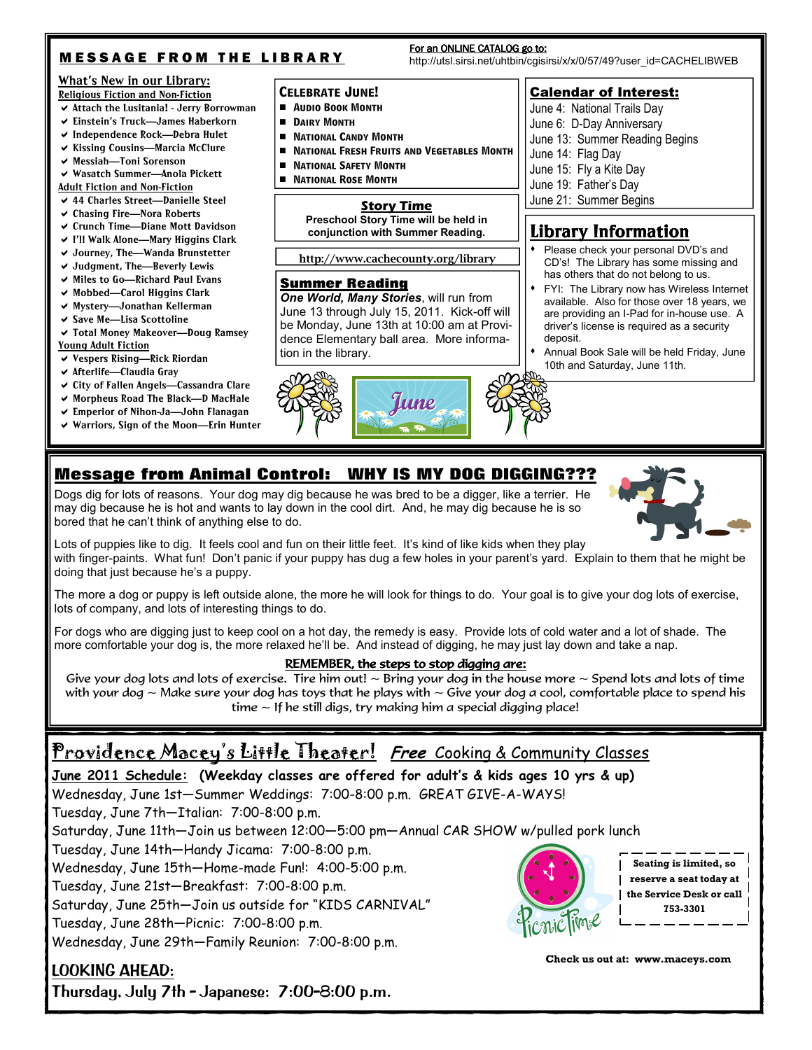# MESSAGE FROM THE LIBRARY

For an ONLINE CATALOG go to:
http://utsl.sirsi.net/uhtbin/cgisirsi/x/x/0/57/49?user_id=CACHELIBWEB

## What's New in our Library:

**Religious Fiction and Non-Fiction**

- Attach the Lusitania! - Jerry Borrowman
- Einstein's Truck—James Haberkorn
- Independence Rock—Debra Hulet
- Kissing Cousins—Marcia McClure
- Messiah—Toni Sorenson
- Wasatch Summer—Anola Pickett

**Adult Fiction and Non-Fiction**

- 44 Charles Street—Danielle Steel
- Chasing Fire—Nora Roberts
- Crunch Time—Diane Mott Davidson
- I'll Walk Alone—Mary Higgins Clark
- Journey, The—Wanda Brunstetter
- Judgment, The—Beverly Lewis
- Miles to Go—Richard Paul Evans
- Mobbed—Carol Higgins Clark
- Mystery—Jonathan Kellerman
- Save Me—Lisa Scottoline
- Total Money Makeover—Doug Ramsey

**Young Adult Fiction**

- Vespers Rising—Rick Riordan
- Afterlife—Claudia Gray
- City of Fallen Angels—Cassandra Clare
- Morpheus Road The Black—D MacHale
- Emperior of Nihon-Ja—John Flanagan
- Warriors, Sign of the Moon—Erin Hunter

## Celebrate June!

- Audio Book Month
- Dairy Month
- National Candy Month
- National Fresh Fruits and Vegetables Month
- National Safety Month
- National Rose Month

## Story Time

**Preschool Story Time will be held in conjunction with Summer Reading.**

http://www.cachecounty.org/library

## Summer Reading

***One World, Many Stories***, will run from June 13 through July 15, 2011. Kick-off will be Monday, June 13th at 10:00 am at Providence Elementary ball area. More information in the library.

## Calendar of Interest:

June 4: National Trails Day
June 6: D-Day Anniversary
June 13: Summer Reading Begins
June 14: Flag Day
June 15: Fly a Kite Day
June 19: Father's Day
June 21: Summer Begins

## Library Information

- Please check your personal DVD's and CD's! The Library has some missing and has others that do not belong to us.
- FYI: The Library now has Wireless Internet available. Also for those over 18 years, we are providing an I-Pad for in-house use. A driver's license is required as a security deposit.
- Annual Book Sale will be held Friday, June 10th and Saturday, June 11th.

# Message from Animal Control: WHY IS MY DOG DIGGING???

Dogs dig for lots of reasons. Your dog may dig because he was bred to be a digger, like a terrier. He may dig because he is hot and wants to lay down in the cool dirt. And, he may dig because he is so bored that he can't think of anything else to do.

Lots of puppies like to dig. It feels cool and fun on their little feet. It's kind of like kids when they play with finger-paints. What fun! Don't panic if your puppy has dug a few holes in your parent's yard. Explain to them that he might be doing that just because he's a puppy.

The more a dog or puppy is left outside alone, the more he will look for things to do. Your goal is to give your dog lots of exercise, lots of company, and lots of interesting things to do.

For dogs who are digging just to keep cool on a hot day, the remedy is easy. Provide lots of cold water and a lot of shade. The more comfortable your dog is, the more relaxed he'll be. And instead of digging, he may just lay down and take a nap.

**REMEMBER, the steps to stop digging are:**

*Give your dog lots and lots of exercise. Tire him out! ~ Bring your dog in the house more ~ Spend lots and lots of time with your dog ~ Make sure your dog has toys that he plays with ~ Give your dog a cool, comfortable place to spend his time ~ If he still digs, try making him a special digging place!*

# Providence Macey's Little Theater! *Free* Cooking & Community Classes

**June 2011 Schedule: (Weekday classes are offered for adult's & kids ages 10 yrs & up)**

Wednesday, June 1st—Summer Weddings: 7:00-8:00 p.m. GREAT GIVE-A-WAYS!
Tuesday, June 7th—Italian: 7:00-8:00 p.m.
Saturday, June 11th—Join us between 12:00—5:00 pm—Annual CAR SHOW w/pulled pork lunch
Tuesday, June 14th—Handy Jicama: 7:00-8:00 p.m.
Wednesday, June 15th—Home-made Fun!: 4:00-5:00 p.m.
Tuesday, June 21st—Breakfast: 7:00-8:00 p.m.
Saturday, June 25th—Join us outside for "KIDS CARNIVAL"
Tuesday, June 28th—Picnic: 7:00-8:00 p.m.
Wednesday, June 29th—Family Reunion: 7:00-8:00 p.m.

**Seating is limited, so reserve a seat today at the Service Desk or call 753-3301**

**Check us out at: www.maceys.com**

## LOOKING AHEAD:

**Thursday, July 7th - Japanese: 7:00-8:00 p.m.**